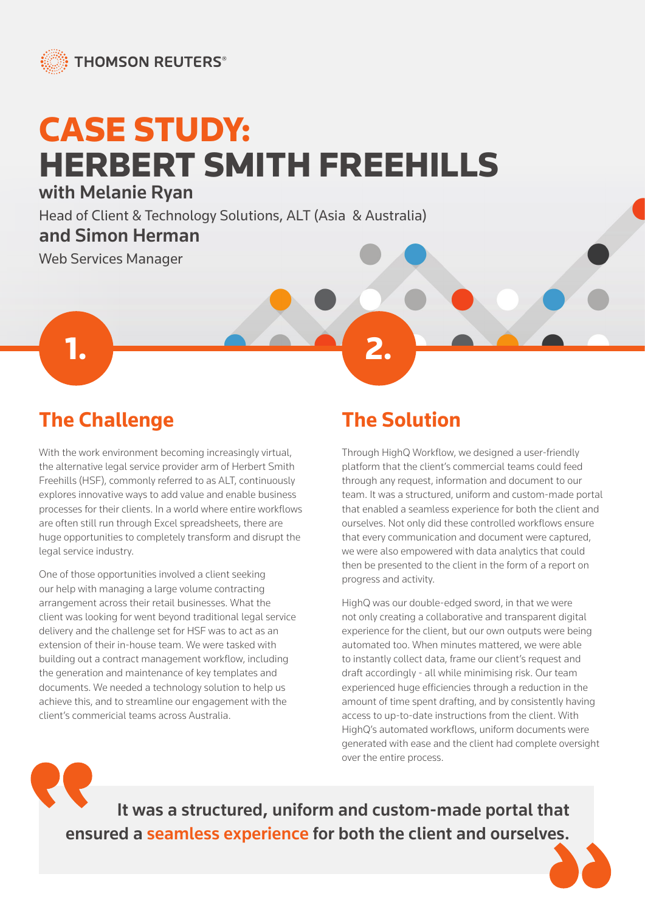THOMSON REUTERS®

# CASE STUDY: HERBERT SMITH FREEHILLS

### with Melanie Ryan

Head of Client & Technology Solutions, ALT (Asia & Australia)

### and Simon Herman

Web Services Manager

1.

## The Challenge

With the work environment becoming increasingly virtual, the alternative legal service provider arm of Herbert Smith Freehills (HSF), commonly referred to as ALT, continuously explores innovative ways to add value and enable business processes for their clients. In a world where entire workflows are often still run through Excel spreadsheets, there are huge opportunities to completely transform and disrupt the legal service industry.

One of those opportunities involved a client seeking our help with managing a large volume contracting arrangement across their retail businesses. What the client was looking for went beyond traditional legal service delivery and the challenge set for HSF was to act as an extension of their in-house team. We were tasked with building out a contract management workflow, including the generation and maintenance of key templates and documents. We needed a technology solution to help us achieve this, and to streamline our engagement with the client's commericial teams across Australia.

2.

## The Solution

Through HighQ Workflow, we designed a user-friendly platform that the client's commercial teams could feed through any request, information and document to our team. It was a structured, uniform and custom-made portal that enabled a seamless experience for both the client and ourselves. Not only did these controlled workflows ensure that every communication and document were captured, we were also empowered with data analytics that could then be presented to the client in the form of a report on progress and activity.

HighQ was our double-edged sword, in that we were not only creating a collaborative and transparent digital experience for the client, but our own outputs were being automated too. When minutes mattered, we were able to instantly collect data, frame our client's request and draft accordingly - all while minimising risk. Our team experienced huge efficiencies through a reduction in the amount of time spent drafting, and by consistently having access to up-to-date instructions from the client. With HighQ's automated workflows, uniform documents were generated with ease and the client had complete oversight over the entire process.

> **It was a structured, uniform and custom-made portal that ensured a seamless experience for both the client and ourselves.**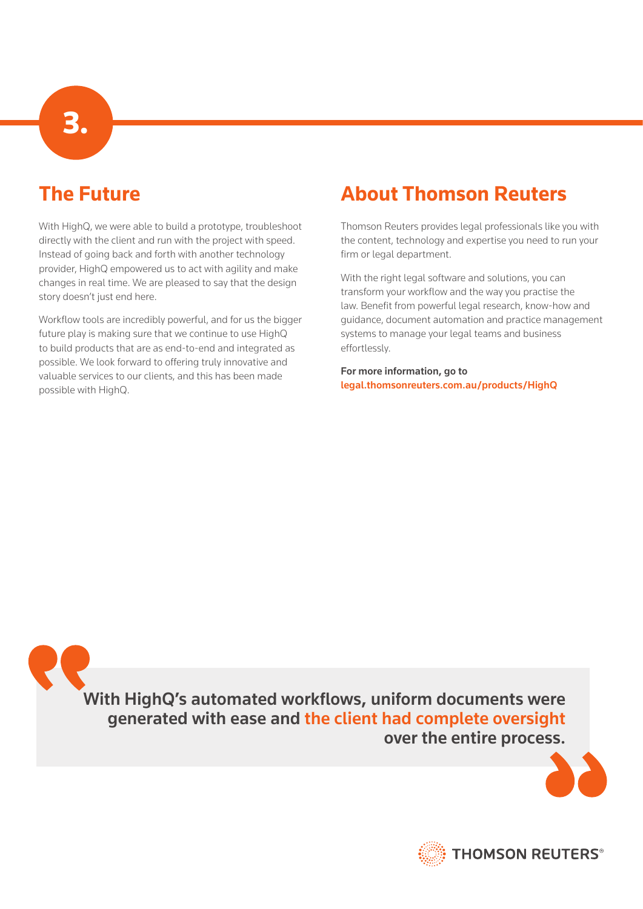3.

## The Future

With HighQ, we were able to build a prototype, troubleshoot directly with the client and run with the project with speed. Instead of going back and forth with another technology provider, HighQ empowered us to act with agility and make changes in real time. We are pleased to say that the design story doesn't just end here.

Workflow tools are incredibly powerful, and for us the bigger future play is making sure that we continue to use HighQ to build products that are as end-to-end and integrated as possible. We look forward to offering truly innovative and valuable services to our clients, and this has been made possible with HighQ.

## About Thomson Reuters

Thomson Reuters provides legal professionals like you with the content, technology and expertise you need to run your firm or legal department.

With the right legal software and solutions, you can transform your workflow and the way you practise the law. Benefit from powerful legal research, know-how and guidance, document automation and practice management systems to manage your legal teams and business effortlessly.

**For more information, go to**
**legal.thomsonreuters.com.au/products/HighQ**

> **With HighQ's automated workflows, uniform documents were generated with ease and the client had complete oversight over the entire process.**

THOMSON REUTERS®